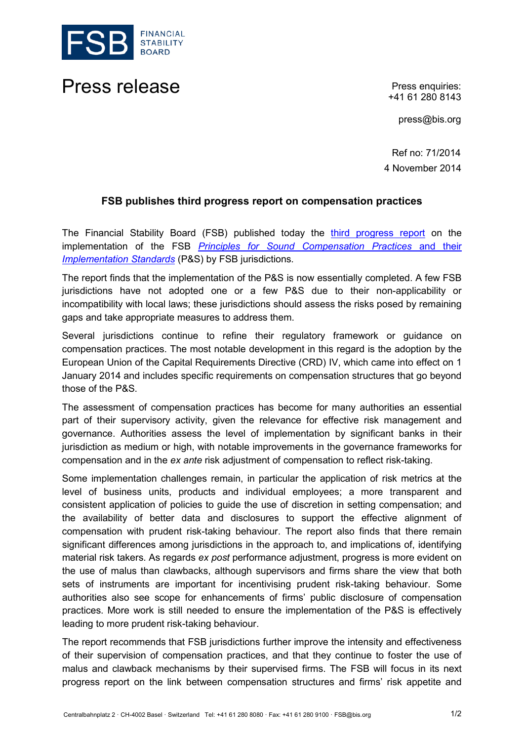# Press release

Press enquiries:
+41 61 280 8143

press@bis.org

Ref no: 71/2014
4 November 2014

## FSB publishes third progress report on compensation practices

The Financial Stability Board (FSB) published today the third progress report on the implementation of the FSB *Principles for Sound Compensation Practices* and their *Implementation Standards* (P&S) by FSB jurisdictions.

The report finds that the implementation of the P&S is now essentially completed. A few FSB jurisdictions have not adopted one or a few P&S due to their non-applicability or incompatibility with local laws; these jurisdictions should assess the risks posed by remaining gaps and take appropriate measures to address them.

Several jurisdictions continue to refine their regulatory framework or guidance on compensation practices. The most notable development in this regard is the adoption by the European Union of the Capital Requirements Directive (CRD) IV, which came into effect on 1 January 2014 and includes specific requirements on compensation structures that go beyond those of the P&S.

The assessment of compensation practices has become for many authorities an essential part of their supervisory activity, given the relevance for effective risk management and governance. Authorities assess the level of implementation by significant banks in their jurisdiction as medium or high, with notable improvements in the governance frameworks for compensation and in the *ex ante* risk adjustment of compensation to reflect risk-taking.

Some implementation challenges remain, in particular the application of risk metrics at the level of business units, products and individual employees; a more transparent and consistent application of policies to guide the use of discretion in setting compensation; and the availability of better data and disclosures to support the effective alignment of compensation with prudent risk-taking behaviour. The report also finds that there remain significant differences among jurisdictions in the approach to, and implications of, identifying material risk takers. As regards *ex post* performance adjustment, progress is more evident on the use of malus than clawbacks, although supervisors and firms share the view that both sets of instruments are important for incentivising prudent risk-taking behaviour. Some authorities also see scope for enhancements of firms' public disclosure of compensation practices. More work is still needed to ensure the implementation of the P&S is effectively leading to more prudent risk-taking behaviour.

The report recommends that FSB jurisdictions further improve the intensity and effectiveness of their supervision of compensation practices, and that they continue to foster the use of malus and clawback mechanisms by their supervised firms. The FSB will focus in its next progress report on the link between compensation structures and firms' risk appetite and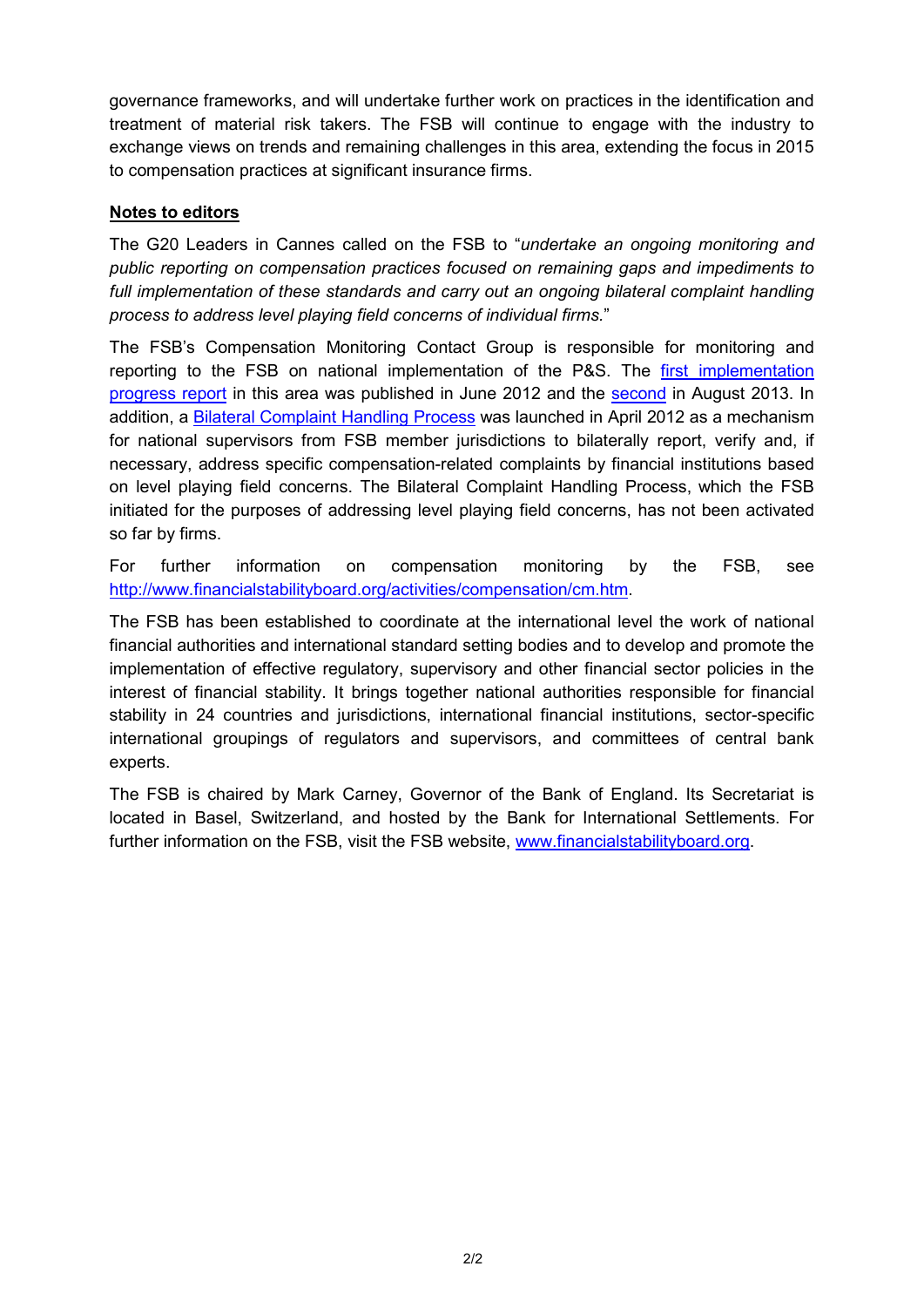governance frameworks, and will undertake further work on practices in the identification and treatment of material risk takers. The FSB will continue to engage with the industry to exchange views on trends and remaining challenges in this area, extending the focus in 2015 to compensation practices at significant insurance firms.

**Notes to editors**

The G20 Leaders in Cannes called on the FSB to "*undertake an ongoing monitoring and public reporting on compensation practices focused on remaining gaps and impediments to full implementation of these standards and carry out an ongoing bilateral complaint handling process to address level playing field concerns of individual firms.*"

The FSB's Compensation Monitoring Contact Group is responsible for monitoring and reporting to the FSB on national implementation of the P&S. The first implementation progress report in this area was published in June 2012 and the second in August 2013. In addition, a Bilateral Complaint Handling Process was launched in April 2012 as a mechanism for national supervisors from FSB member jurisdictions to bilaterally report, verify and, if necessary, address specific compensation-related complaints by financial institutions based on level playing field concerns. The Bilateral Complaint Handling Process, which the FSB initiated for the purposes of addressing level playing field concerns, has not been activated so far by firms.

For further information on compensation monitoring by the FSB, see http://www.financialstabilityboard.org/activities/compensation/cm.htm.

The FSB has been established to coordinate at the international level the work of national financial authorities and international standard setting bodies and to develop and promote the implementation of effective regulatory, supervisory and other financial sector policies in the interest of financial stability. It brings together national authorities responsible for financial stability in 24 countries and jurisdictions, international financial institutions, sector-specific international groupings of regulators and supervisors, and committees of central bank experts.

The FSB is chaired by Mark Carney, Governor of the Bank of England. Its Secretariat is located in Basel, Switzerland, and hosted by the Bank for International Settlements. For further information on the FSB, visit the FSB website, www.financialstabilityboard.org.